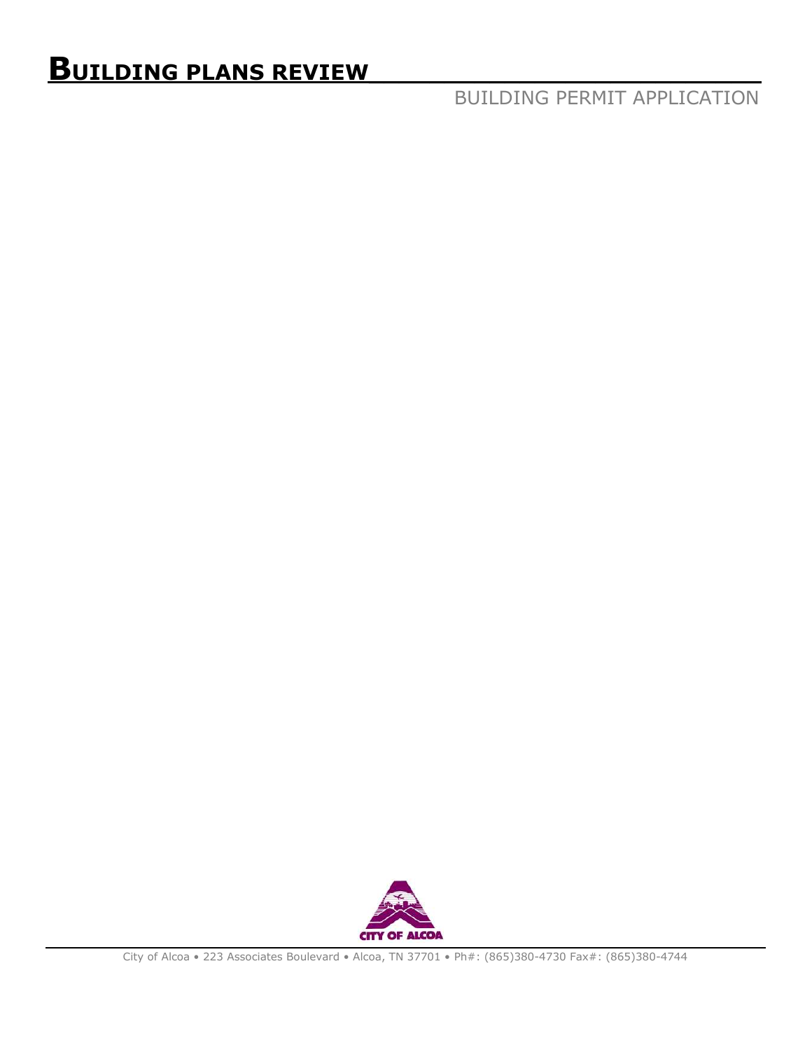# BUILDING PLANS REVIEW

## BUILDING PERMIT APPLICATION

CITY OF ALCOA

City of Alcoa • 223 Associates Boulevard • Alcoa, TN 37701 • Ph#: (865)380-4730 Fax#: (865)380-4744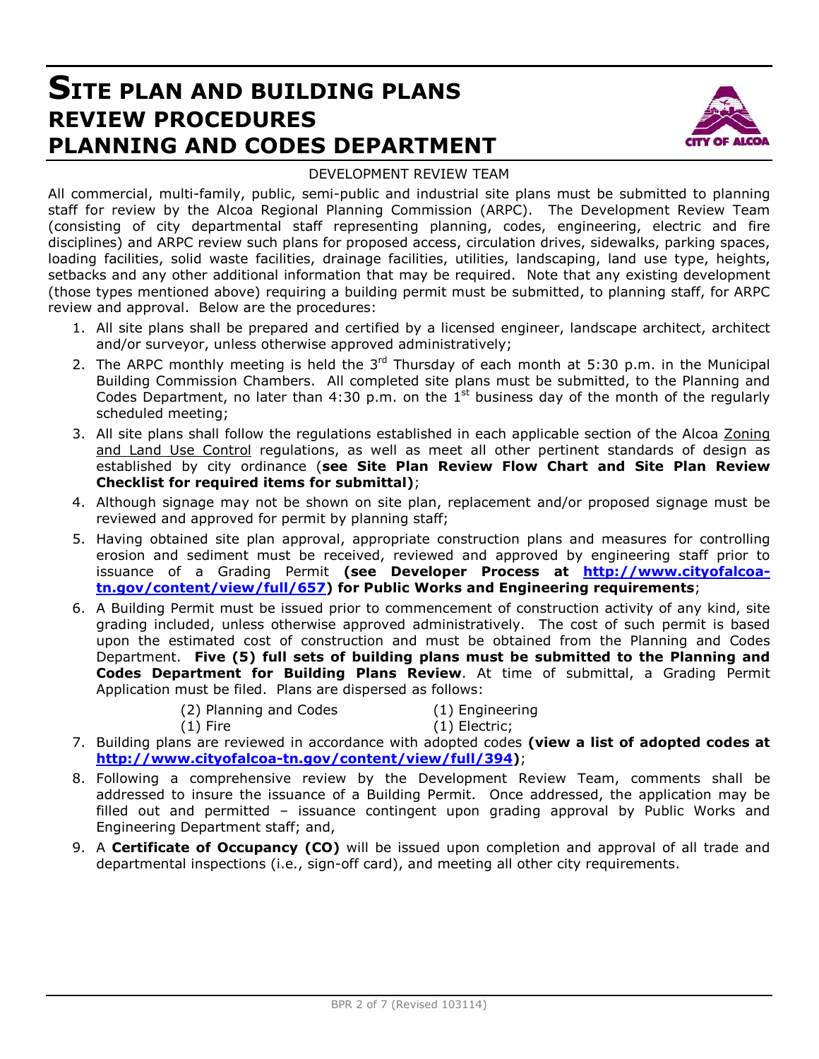# SITE PLAN AND BUILDING PLANS REVIEW PROCEDURES PLANNING AND CODES DEPARTMENT

DEVELOPMENT REVIEW TEAM

All commercial, multi-family, public, semi-public and industrial site plans must be submitted to planning staff for review by the Alcoa Regional Planning Commission (ARPC). The Development Review Team (consisting of city departmental staff representing planning, codes, engineering, electric and fire disciplines) and ARPC review such plans for proposed access, circulation drives, sidewalks, parking spaces, loading facilities, solid waste facilities, drainage facilities, utilities, landscaping, land use type, heights, setbacks and any other additional information that may be required. Note that any existing development (those types mentioned above) requiring a building permit must be submitted, to planning staff, for ARPC review and approval. Below are the procedures:

1. All site plans shall be prepared and certified by a licensed engineer, landscape architect, architect and/or surveyor, unless otherwise approved administratively;
2. The ARPC monthly meeting is held the 3rd Thursday of each month at 5:30 p.m. in the Municipal Building Commission Chambers. All completed site plans must be submitted, to the Planning and Codes Department, no later than 4:30 p.m. on the 1st business day of the month of the regularly scheduled meeting;
3. All site plans shall follow the regulations established in each applicable section of the Alcoa Zoning and Land Use Control regulations, as well as meet all other pertinent standards of design as established by city ordinance (**see Site Plan Review Flow Chart and Site Plan Review Checklist for required items for submittal)**;
4. Although signage may not be shown on site plan, replacement and/or proposed signage must be reviewed and approved for permit by planning staff;
5. Having obtained site plan approval, appropriate construction plans and measures for controlling erosion and sediment must be received, reviewed and approved by engineering staff prior to issuance of a Grading Permit **(see Developer Process at [http://www.cityofalcoa-tn.gov/content/view/full/657](http://www.cityofalcoa-tn.gov/content/view/full/657)) for Public Works and Engineering requirements**;
6. A Building Permit must be issued prior to commencement of construction activity of any kind, site grading included, unless otherwise approved administratively. The cost of such permit is based upon the estimated cost of construction and must be obtained from the Planning and Codes Department. **Five (5) full sets of building plans must be submitted to the Planning and Codes Department for Building Plans Review**. At time of submittal, a Grading Permit Application must be filed. Plans are dispersed as follows:

   (2) Planning and Codes (1) Engineering
   (1) Fire (1) Electric;
7. Building plans are reviewed in accordance with adopted codes **(view a list of adopted codes at [http://www.cityofalcoa-tn.gov/content/view/full/394](http://www.cityofalcoa-tn.gov/content/view/full/394))**;
8. Following a comprehensive review by the Development Review Team, comments shall be addressed to insure the issuance of a Building Permit. Once addressed, the application may be filled out and permitted – issuance contingent upon grading approval by Public Works and Engineering Department staff; and,
9. A **Certificate of Occupancy (CO)** will be issued upon completion and approval of all trade and departmental inspections (i.e., sign-off card), and meeting all other city requirements.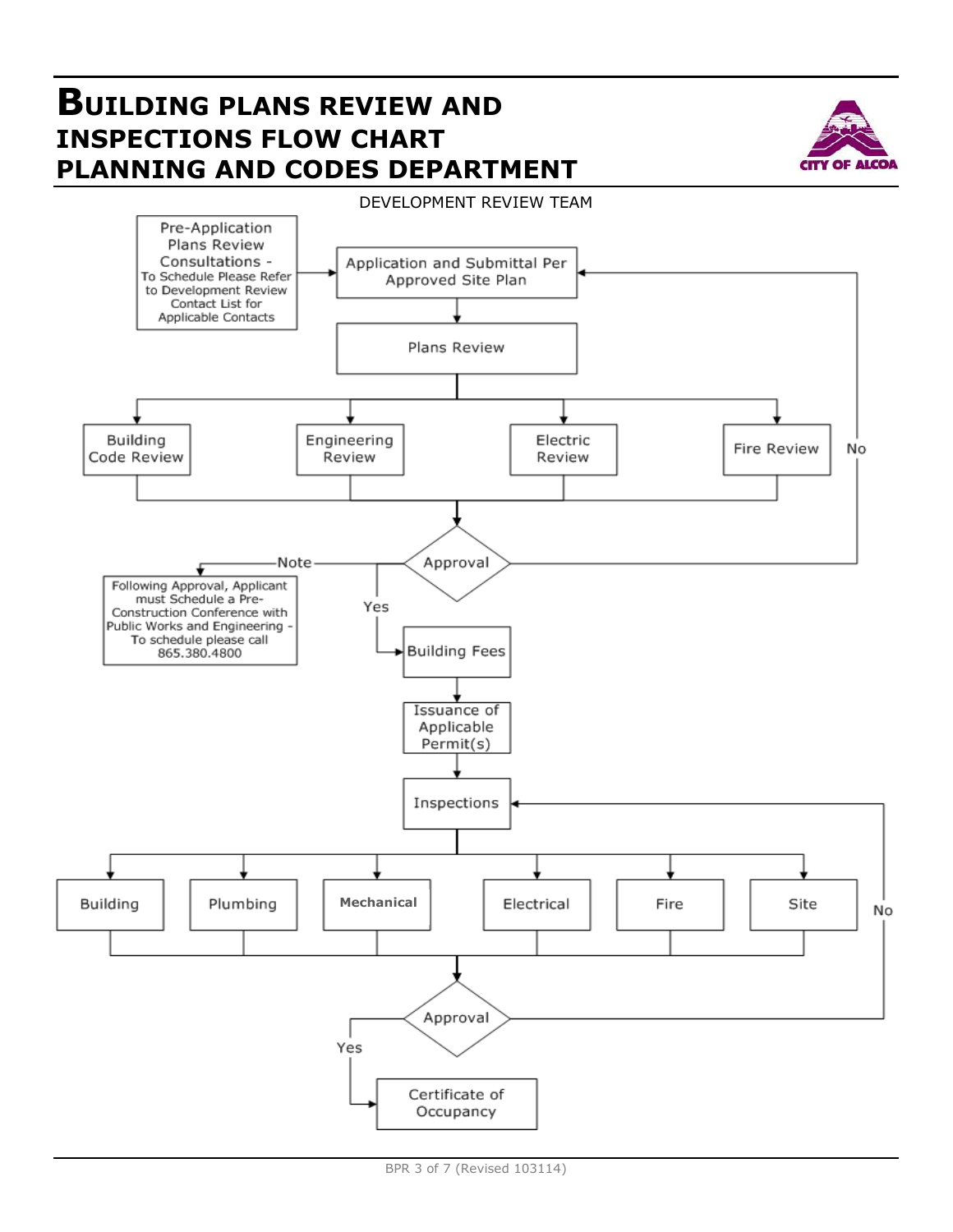# Building plans review and inspections flow chart Planning and Codes Department

DEVELOPMENT REVIEW TEAM

Pre-Application Plans Review Consultations - To Schedule Please Refer to Development Review Contact List for Applicable Contacts

Application and Submittal Per Approved Site Plan

Plans Review

Building Code Review

Engineering Review

Electric Review

Fire Review

No

Approval

Note

Following Approval, Applicant must Schedule a Pre-Construction Conference with Public Works and Engineering - To schedule please call 865.380.4800

Yes

Building Fees

Issuance of Applicable Permit(s)

Inspections

Building

Plumbing

Mechanical

Electrical

Fire

Site

No

Approval

Yes

Certificate of Occupancy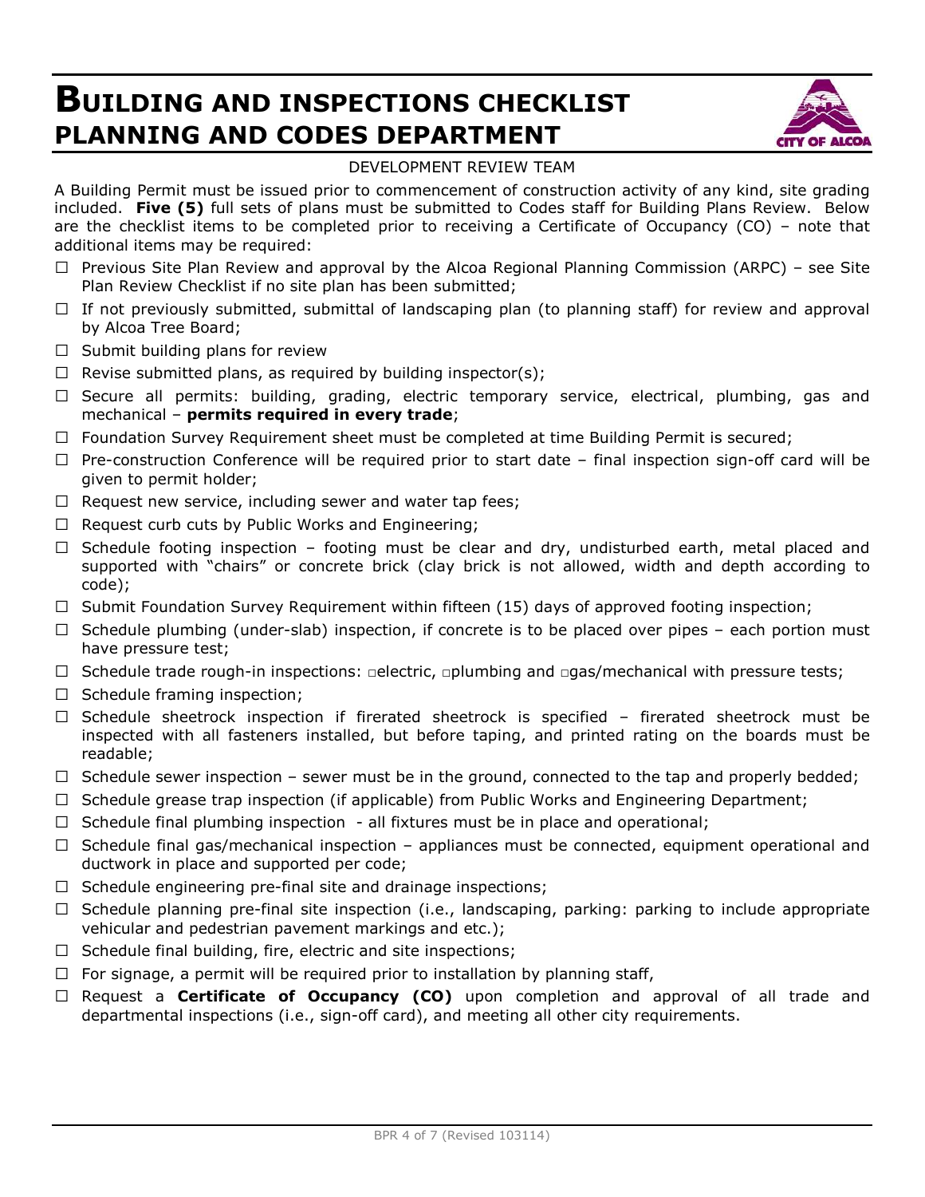# BUILDING AND INSPECTIONS CHECKLIST
# PLANNING AND CODES DEPARTMENT

DEVELOPMENT REVIEW TEAM

A Building Permit must be issued prior to commencement of construction activity of any kind, site grading included. **Five (5)** full sets of plans must be submitted to Codes staff for Building Plans Review. Below are the checklist items to be completed prior to receiving a Certificate of Occupancy (CO) – note that additional items may be required:

- ☐ Previous Site Plan Review and approval by the Alcoa Regional Planning Commission (ARPC) – see Site Plan Review Checklist if no site plan has been submitted;
- ☐ If not previously submitted, submittal of landscaping plan (to planning staff) for review and approval by Alcoa Tree Board;
- ☐ Submit building plans for review
- ☐ Revise submitted plans, as required by building inspector(s);
- ☐ Secure all permits: building, grading, electric temporary service, electrical, plumbing, gas and mechanical – **permits required in every trade**;
- ☐ Foundation Survey Requirement sheet must be completed at time Building Permit is secured;
- ☐ Pre-construction Conference will be required prior to start date – final inspection sign-off card will be given to permit holder;
- ☐ Request new service, including sewer and water tap fees;
- ☐ Request curb cuts by Public Works and Engineering;
- ☐ Schedule footing inspection – footing must be clear and dry, undisturbed earth, metal placed and supported with "chairs" or concrete brick (clay brick is not allowed, width and depth according to code);
- ☐ Submit Foundation Survey Requirement within fifteen (15) days of approved footing inspection;
- ☐ Schedule plumbing (under-slab) inspection, if concrete is to be placed over pipes – each portion must have pressure test;
- ☐ Schedule trade rough-in inspections: ☐electric, ☐plumbing and ☐gas/mechanical with pressure tests;
- ☐ Schedule framing inspection;
- ☐ Schedule sheetrock inspection if firerated sheetrock is specified – firerated sheetrock must be inspected with all fasteners installed, but before taping, and printed rating on the boards must be readable;
- ☐ Schedule sewer inspection – sewer must be in the ground, connected to the tap and properly bedded;
- ☐ Schedule grease trap inspection (if applicable) from Public Works and Engineering Department;
- ☐ Schedule final plumbing inspection - all fixtures must be in place and operational;
- ☐ Schedule final gas/mechanical inspection – appliances must be connected, equipment operational and ductwork in place and supported per code;
- ☐ Schedule engineering pre-final site and drainage inspections;
- ☐ Schedule planning pre-final site inspection (i.e., landscaping, parking: parking to include appropriate vehicular and pedestrian pavement markings and etc.);
- ☐ Schedule final building, fire, electric and site inspections;
- ☐ For signage, a permit will be required prior to installation by planning staff,
- ☐ Request a **Certificate of Occupancy (CO)** upon completion and approval of all trade and departmental inspections (i.e., sign-off card), and meeting all other city requirements.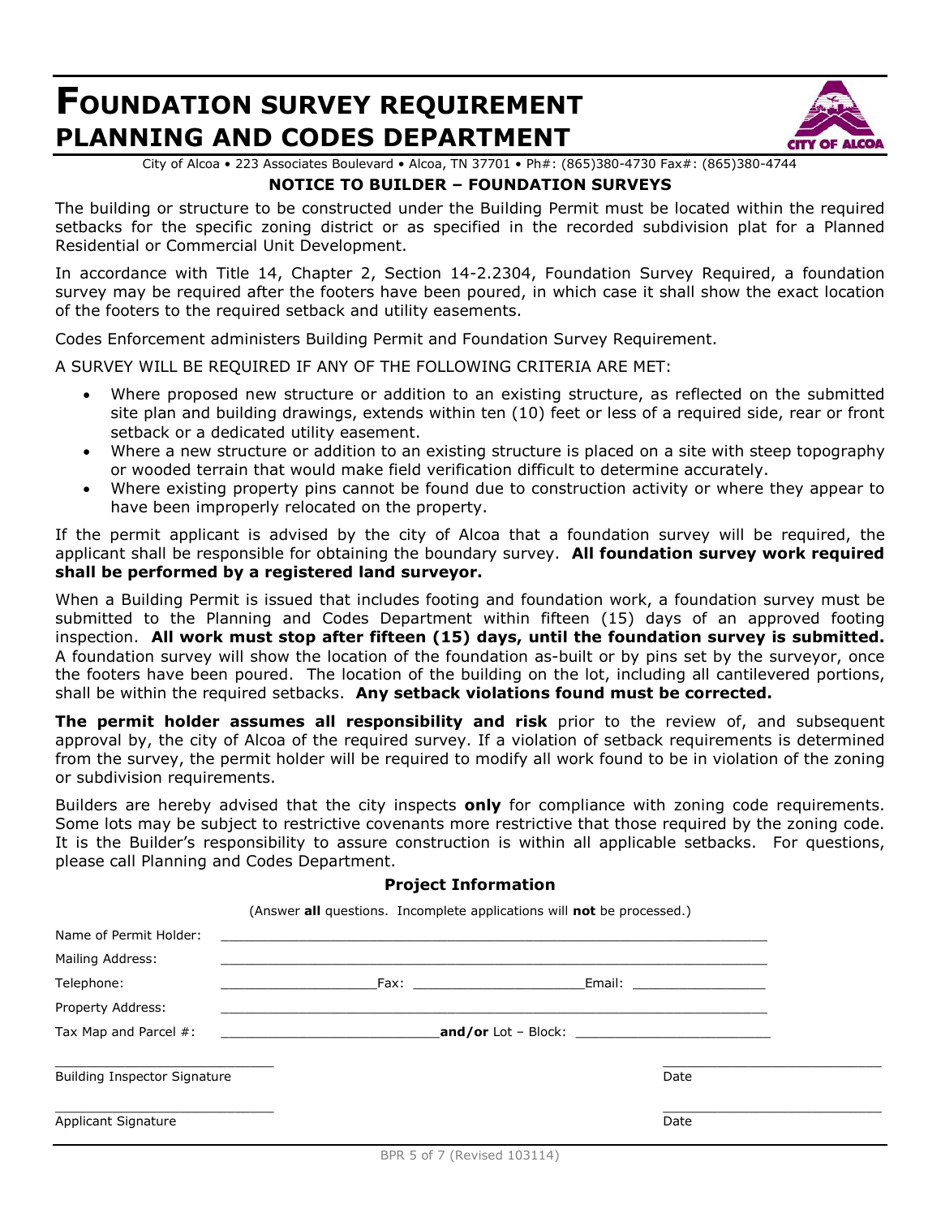# FOUNDATION SURVEY REQUIREMENT
# PLANNING AND CODES DEPARTMENT

City of Alcoa • 223 Associates Boulevard • Alcoa, TN 37701 • Ph#: (865)380-4730 Fax#: (865)380-4744

## NOTICE TO BUILDER – FOUNDATION SURVEYS

The building or structure to be constructed under the Building Permit must be located within the required setbacks for the specific zoning district or as specified in the recorded subdivision plat for a Planned Residential or Commercial Unit Development.

In accordance with Title 14, Chapter 2, Section 14-2.2304, Foundation Survey Required, a foundation survey may be required after the footers have been poured, in which case it shall show the exact location of the footers to the required setback and utility easements.

Codes Enforcement administers Building Permit and Foundation Survey Requirement.

A SURVEY WILL BE REQUIRED IF ANY OF THE FOLLOWING CRITERIA ARE MET:

- Where proposed new structure or addition to an existing structure, as reflected on the submitted site plan and building drawings, extends within ten (10) feet or less of a required side, rear or front setback or a dedicated utility easement.
- Where a new structure or addition to an existing structure is placed on a site with steep topography or wooded terrain that would make field verification difficult to determine accurately.
- Where existing property pins cannot be found due to construction activity or where they appear to have been improperly relocated on the property.

If the permit applicant is advised by the city of Alcoa that a foundation survey will be required, the applicant shall be responsible for obtaining the boundary survey. **All foundation survey work required shall be performed by a registered land surveyor.**

When a Building Permit is issued that includes footing and foundation work, a foundation survey must be submitted to the Planning and Codes Department within fifteen (15) days of an approved footing inspection. **All work must stop after fifteen (15) days, until the foundation survey is submitted.** A foundation survey will show the location of the foundation as-built or by pins set by the surveyor, once the footers have been poured. The location of the building on the lot, including all cantilevered portions, shall be within the required setbacks. **Any setback violations found must be corrected.**

**The permit holder assumes all responsibility and risk** prior to the review of, and subsequent approval by, the city of Alcoa of the required survey. If a violation of setback requirements is determined from the survey, the permit holder will be required to modify all work found to be in violation of the zoning or subdivision requirements.

Builders are hereby advised that the city inspects **only** for compliance with zoning code requirements. Some lots may be subject to restrictive covenants more restrictive that those required by the zoning code. It is the Builder's responsibility to assure construction is within all applicable setbacks. For questions, please call Planning and Codes Department.

### Project Information

(Answer **all** questions. Incomplete applications will **not** be processed.)

Name of Permit Holder: ______________________________

Mailing Address: ______________________________

Telephone: ______________ Fax: ______________ Email: ______________

Property Address: ______________________________

Tax Map and Parcel #: ______________ **and/or** Lot – Block: ______________

______________________________ Building Inspector Signature ______________ Date

______________________________ Applicant Signature ______________ Date

BPR 5 of 7 (Revised 103114)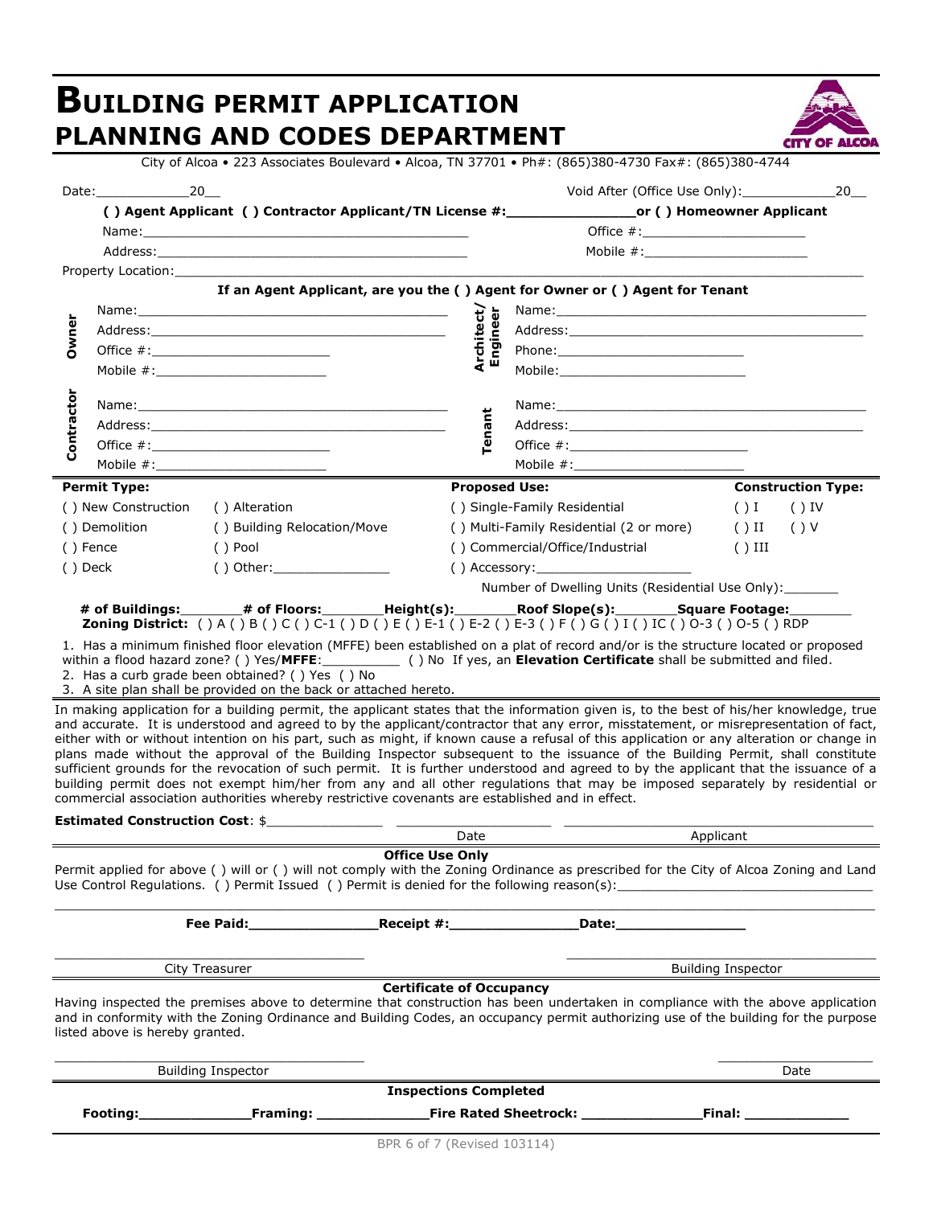# BUILDING PERMIT APPLICATION
# PLANNING AND CODES DEPARTMENT

City of Alcoa • 223 Associates Boulevard • Alcoa, TN 37701 • Ph#: (865)380-4730 Fax#: (865)380-4744

Date:____________20__ Void After (Office Use Only):____________20__

**( ) Agent Applicant ( ) Contractor Applicant/TN License #:_______________or ( ) Homeowner Applicant**

Name:_________________________________________ Office #:____________________

Address:_______________________________________ Mobile #:____________________

Property Location:_______________________________________________________________

**If an Agent Applicant, are you the ( ) Agent for Owner or ( ) Agent for Tenant**

| | | | |
|---|---|---|---|
| **Owner** | Name:______________________<br>Address:____________________<br>Office #:____________________<br>Mobile #:___________________ | **Architect/ Engineer** | Name:______________________<br>Address:____________________<br>Phone:______________________<br>Mobile:_____________________ |
| **Contractor** | Name:______________________<br>Address:____________________<br>Office #:____________________<br>Mobile #:___________________ | **Tenant** | Name:______________________<br>Address:____________________<br>Office #:____________________<br>Mobile #:___________________ |

| **Permit Type:** | | **Proposed Use:** | **Construction Type:** | |
|---|---|---|---|---|
| ( ) New Construction | ( ) Alteration | ( ) Single-Family Residential | ( ) I | ( ) IV |
| ( ) Demolition | ( ) Building Relocation/Move | ( ) Multi-Family Residential (2 or more) | ( ) II | ( ) V |
| ( ) Fence | ( ) Pool | ( ) Commercial/Office/Industrial | ( ) III | |
| ( ) Deck | ( ) Other:_______________ | ( ) Accessory:____________________ | | |

Number of Dwelling Units (Residential Use Only):_______

**# of Buildings:_______# of Floors:_______Height(s):_______Roof Slope(s):_______Square Footage:_______**
**Zoning District:** ( ) A ( ) B ( ) C ( ) C-1 ( ) D ( ) E ( ) E-1 ( ) E-2 ( ) E-3 ( ) F ( ) G ( ) I ( ) IC ( ) O-3 ( ) O-5 ( ) RDP

1. Has a minimum finished floor elevation (MFFE) been established on a plat of record and/or is the structure located or proposed within a flood hazard zone? ( ) Yes/**MFFE**:__________ ( ) No If yes, an **Elevation Certificate** shall be submitted and filed.
2. Has a curb grade been obtained? ( ) Yes ( ) No
3. A site plan shall be provided on the back or attached hereto.

In making application for a building permit, the applicant states that the information given is, to the best of his/her knowledge, true and accurate. It is understood and agreed to by the applicant/contractor that any error, misstatement, or misrepresentation of fact, either with or without intention on his part, such as might, if known cause a refusal of this application or any alteration or change in plans made without the approval of the Building Inspector subsequent to the issuance of the Building Permit, shall constitute sufficient grounds for the revocation of such permit. It is further understood and agreed to by the applicant that the issuance of a building permit does not exempt him/her from any and all other regulations that may be imposed separately by residential or commercial association authorities whereby restrictive covenants are established and in effect.

**Estimated Construction Cost**: $______________ ____________________ ______________________________

Date Applicant

**Office Use Only**

Permit applied for above ( ) will or ( ) will not comply with the Zoning Ordinance as prescribed for the City of Alcoa Zoning and Land Use Control Regulations. ( ) Permit Issued ( ) Permit is denied for the following reason(s):_______________________________

_____________________________________________________________________________

**Fee Paid:_______________Receipt #:_______________Date:_______________**

______________________________ ______________________________

City Treasurer Building Inspector

**Certificate of Occupancy**

Having inspected the premises above to determine that construction has been undertaken in compliance with the above application and in conformity with the Zoning Ordinance and Building Codes, an occupancy permit authorizing use of the building for the purpose listed above is hereby granted.

______________________________ ____________________

Building Inspector Date

**Inspections Completed**

**Footing:_____________Framing: _____________Fire Rated Sheetrock: ______________Final: _____________**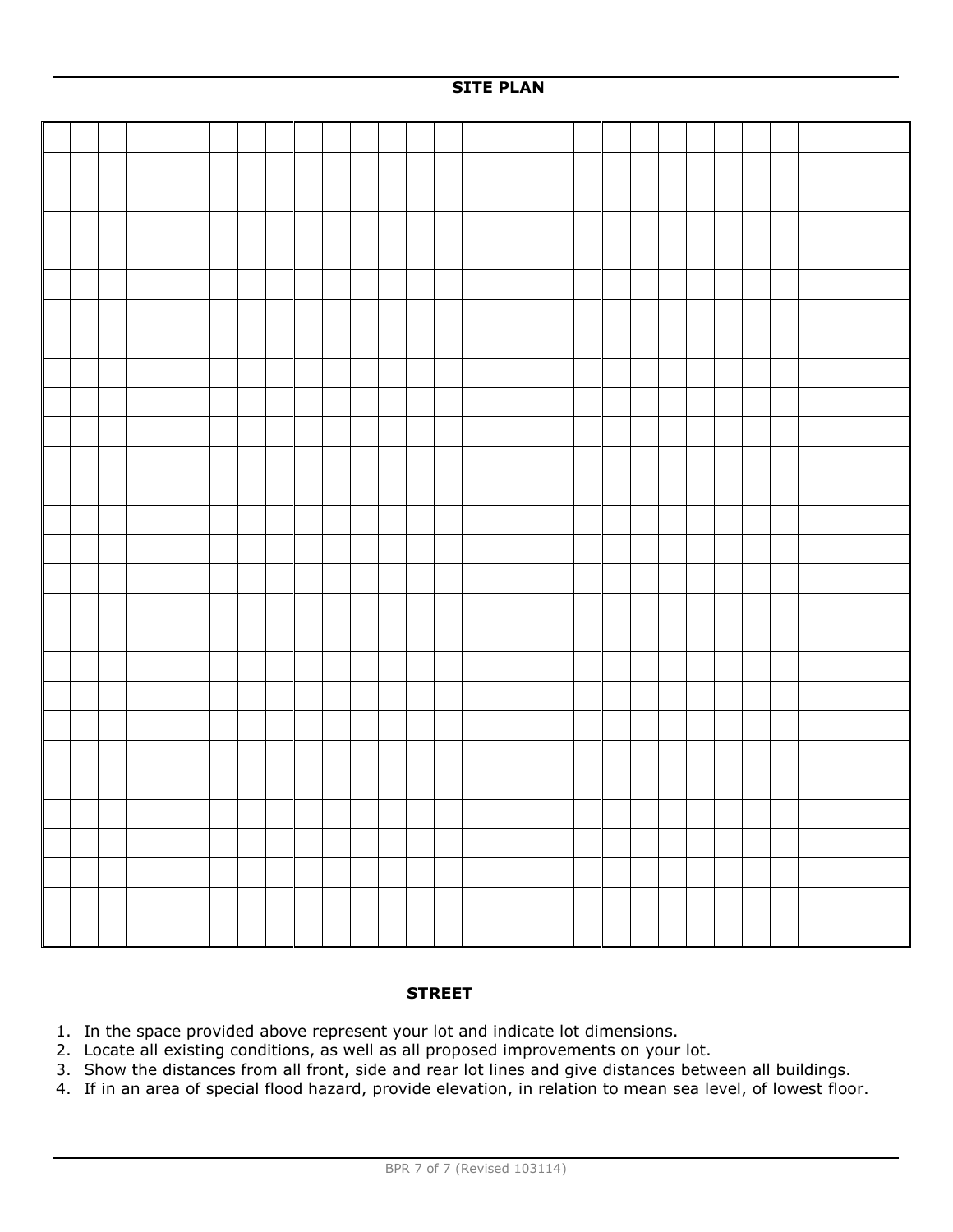## SITE PLAN

**STREET**

1. In the space provided above represent your lot and indicate lot dimensions.
2. Locate all existing conditions, as well as all proposed improvements on your lot.
3. Show the distances from all front, side and rear lot lines and give distances between all buildings.
4. If in an area of special flood hazard, provide elevation, in relation to mean sea level, of lowest floor.